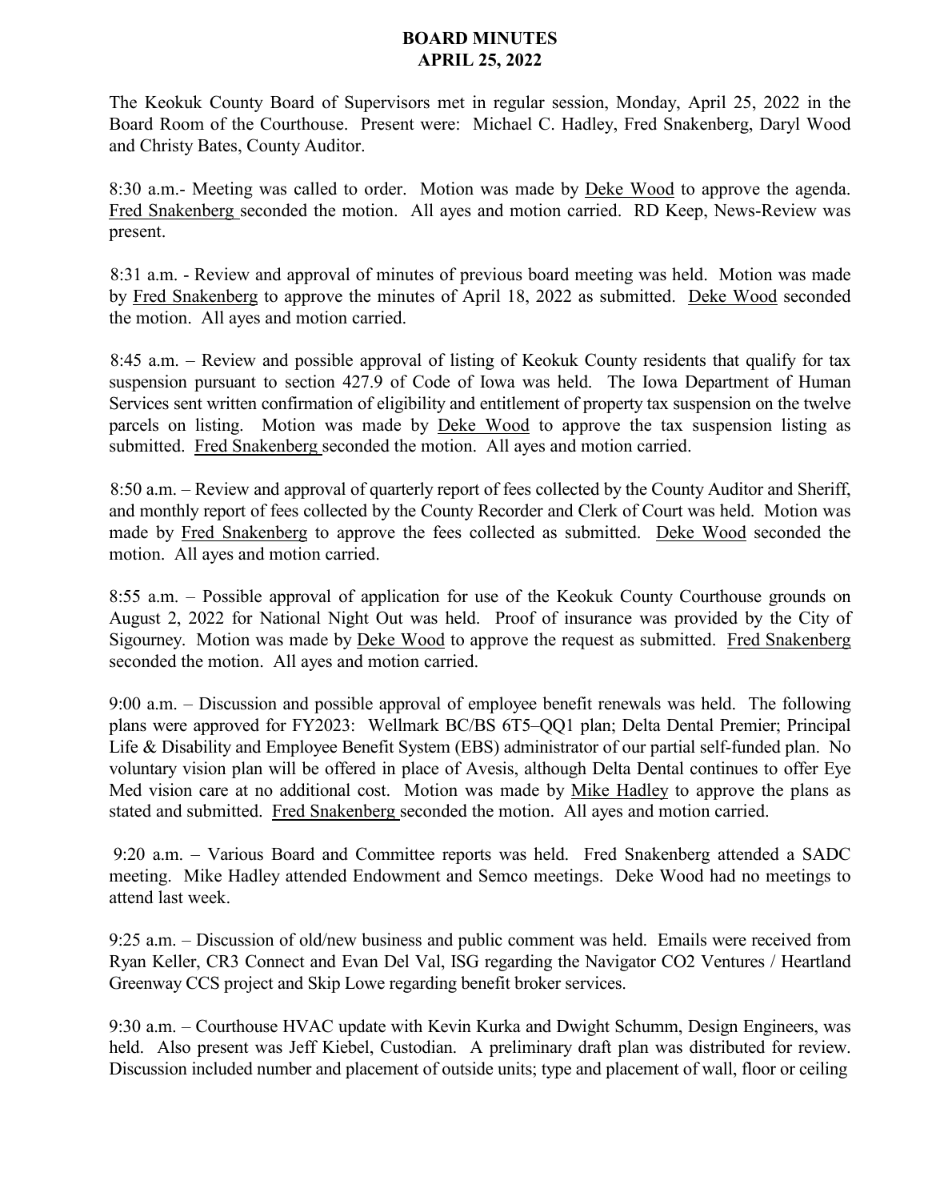# BOARD MINUTES
## APRIL 25, 2022

The Keokuk County Board of Supervisors met in regular session, Monday, April 25, 2022 in the Board Room of the Courthouse. Present were: Michael C. Hadley, Fred Snakenberg, Daryl Wood and Christy Bates, County Auditor.

8:30 a.m.- Meeting was called to order. Motion was made by Deke Wood to approve the agenda. Fred Snakenberg seconded the motion. All ayes and motion carried. RD Keep, News-Review was present.

8:31 a.m. - Review and approval of minutes of previous board meeting was held. Motion was made by Fred Snakenberg to approve the minutes of April 18, 2022 as submitted. Deke Wood seconded the motion. All ayes and motion carried.

8:45 a.m. – Review and possible approval of listing of Keokuk County residents that qualify for tax suspension pursuant to section 427.9 of Code of Iowa was held. The Iowa Department of Human Services sent written confirmation of eligibility and entitlement of property tax suspension on the twelve parcels on listing. Motion was made by Deke Wood to approve the tax suspension listing as submitted. Fred Snakenberg seconded the motion. All ayes and motion carried.

8:50 a.m. – Review and approval of quarterly report of fees collected by the County Auditor and Sheriff, and monthly report of fees collected by the County Recorder and Clerk of Court was held. Motion was made by Fred Snakenberg to approve the fees collected as submitted. Deke Wood seconded the motion. All ayes and motion carried.

8:55 a.m. – Possible approval of application for use of the Keokuk County Courthouse grounds on August 2, 2022 for National Night Out was held. Proof of insurance was provided by the City of Sigourney. Motion was made by Deke Wood to approve the request as submitted. Fred Snakenberg seconded the motion. All ayes and motion carried.

9:00 a.m. – Discussion and possible approval of employee benefit renewals was held. The following plans were approved for FY2023: Wellmark BC/BS 6T5–QQ1 plan; Delta Dental Premier; Principal Life & Disability and Employee Benefit System (EBS) administrator of our partial self-funded plan. No voluntary vision plan will be offered in place of Avesis, although Delta Dental continues to offer Eye Med vision care at no additional cost. Motion was made by Mike Hadley to approve the plans as stated and submitted. Fred Snakenberg seconded the motion. All ayes and motion carried.

9:20 a.m. – Various Board and Committee reports was held. Fred Snakenberg attended a SADC meeting. Mike Hadley attended Endowment and Semco meetings. Deke Wood had no meetings to attend last week.

9:25 a.m. – Discussion of old/new business and public comment was held. Emails were received from Ryan Keller, CR3 Connect and Evan Del Val, ISG regarding the Navigator CO2 Ventures / Heartland Greenway CCS project and Skip Lowe regarding benefit broker services.

9:30 a.m. – Courthouse HVAC update with Kevin Kurka and Dwight Schumm, Design Engineers, was held. Also present was Jeff Kiebel, Custodian. A preliminary draft plan was distributed for review. Discussion included number and placement of outside units; type and placement of wall, floor or ceiling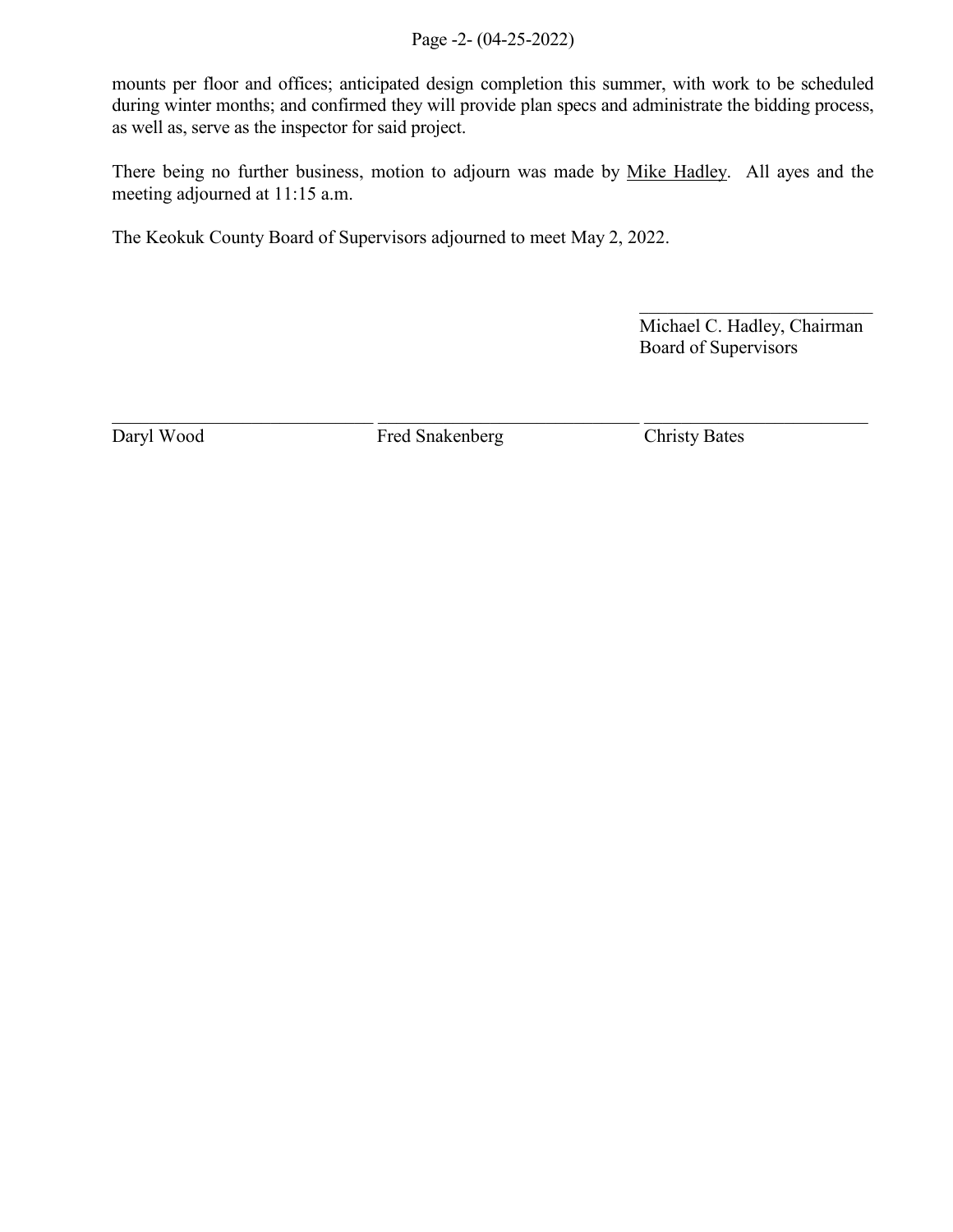mounts per floor and offices; anticipated design completion this summer, with work to be scheduled during winter months; and confirmed they will provide plan specs and administrate the bidding process, as well as, serve as the inspector for said project.

There being no further business, motion to adjourn was made by Mike Hadley. All ayes and the meeting adjourned at 11:15 a.m.

The Keokuk County Board of Supervisors adjourned to meet May 2, 2022.

\_\_\_\_\_\_\_\_\_\_\_\_\_\_\_\_\_\_\_\_\_\_\_\_\_\_

Michael C. Hadley, Chairman
Board of Supervisors

| | | |
|---|---|---|
| \_\_\_\_\_\_\_\_\_\_\_\_\_\_\_\_\_\_\_\_\_\_\_\_\_\_ | \_\_\_\_\_\_\_\_\_\_\_\_\_\_\_\_\_\_\_\_\_\_\_\_\_\_ | \_\_\_\_\_\_\_\_\_\_\_\_\_\_\_\_\_\_\_\_\_\_\_\_\_\_ |
| Daryl Wood | Fred Snakenberg | Christy Bates |